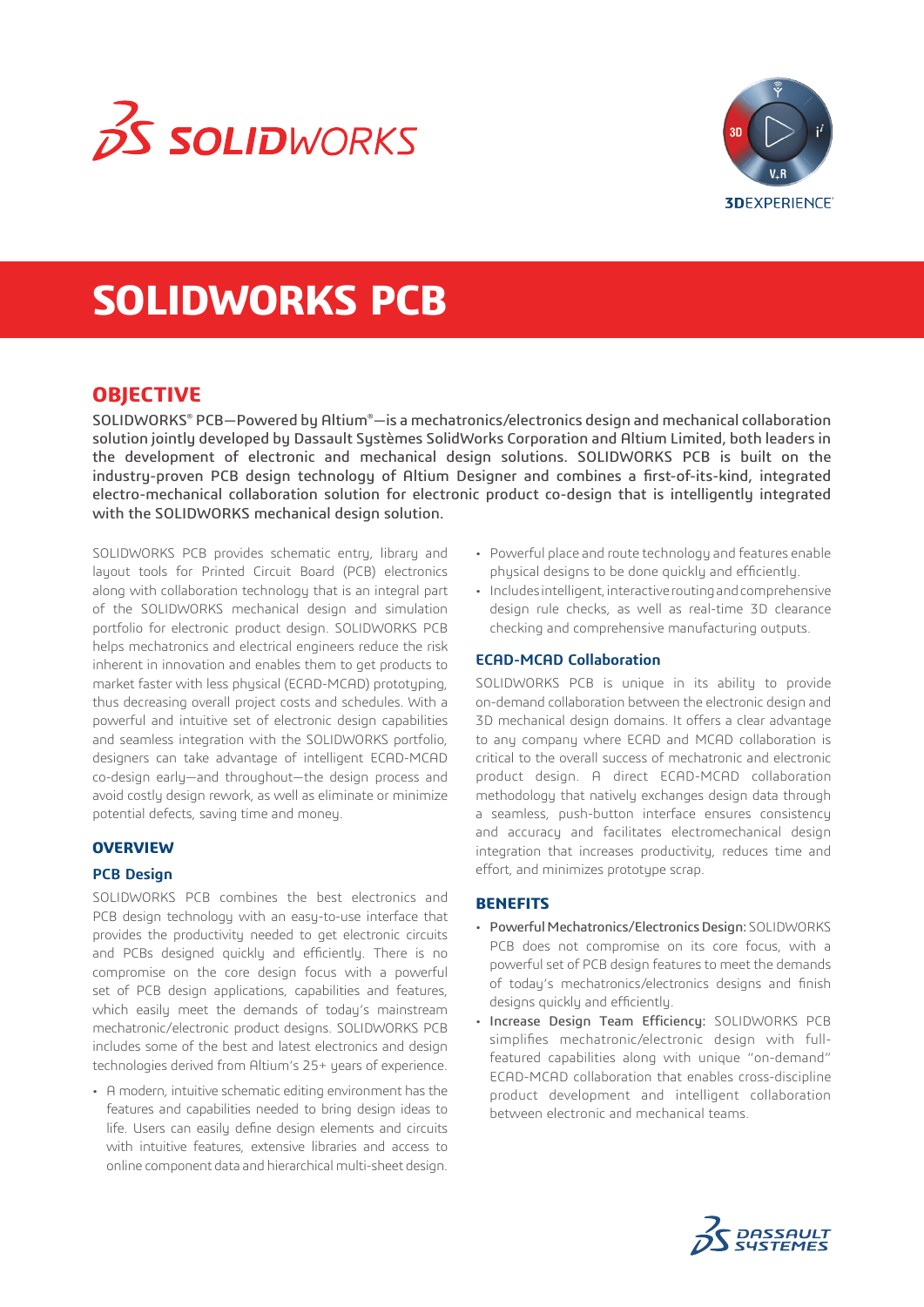# SOLIDWORKS PCB

## OBJECTIVE

SOLIDWORKS® PCB—Powered by Altium®—is a mechatronics/electronics design and mechanical collaboration solution jointly developed by Dassault Systèmes SolidWorks Corporation and Altium Limited, both leaders in the development of electronic and mechanical design solutions. SOLIDWORKS PCB is built on the industry-proven PCB design technology of Altium Designer and combines a first-of-its-kind, integrated electro-mechanical collaboration solution for electronic product co-design that is intelligently integrated with the SOLIDWORKS mechanical design solution.

SOLIDWORKS PCB provides schematic entry, library and layout tools for Printed Circuit Board (PCB) electronics along with collaboration technology that is an integral part of the SOLIDWORKS mechanical design and simulation portfolio for electronic product design. SOLIDWORKS PCB helps mechatronics and electrical engineers reduce the risk inherent in innovation and enables them to get products to market faster with less physical (ECAD-MCAD) prototyping, thus decreasing overall project costs and schedules. With a powerful and intuitive set of electronic design capabilities and seamless integration with the SOLIDWORKS portfolio, designers can take advantage of intelligent ECAD-MCAD co-design early—and throughout—the design process and avoid costly design rework, as well as eliminate or minimize potential defects, saving time and money.

### OVERVIEW

#### PCB Design

SOLIDWORKS PCB combines the best electronics and PCB design technology with an easy-to-use interface that provides the productivity needed to get electronic circuits and PCBs designed quickly and efficiently. There is no compromise on the core design focus with a powerful set of PCB design applications, capabilities and features, which easily meet the demands of today's mainstream mechatronic/electronic product designs. SOLIDWORKS PCB includes some of the best and latest electronics and design technologies derived from Altium's 25+ years of experience.

- A modern, intuitive schematic editing environment has the features and capabilities needed to bring design ideas to life. Users can easily define design elements and circuits with intuitive features, extensive libraries and access to online component data and hierarchical multi-sheet design.
- Powerful place and route technology and features enable physical designs to be done quickly and efficiently.
- Includes intelligent, interactive routing and comprehensive design rule checks, as well as real-time 3D clearance checking and comprehensive manufacturing outputs.

#### ECAD-MCAD Collaboration

SOLIDWORKS PCB is unique in its ability to provide on-demand collaboration between the electronic design and 3D mechanical design domains. It offers a clear advantage to any company where ECAD and MCAD collaboration is critical to the overall success of mechatronic and electronic product design. A direct ECAD-MCAD collaboration methodology that natively exchanges design data through a seamless, push-button interface ensures consistency and accuracy and facilitates electromechanical design integration that increases productivity, reduces time and effort, and minimizes prototype scrap.

### BENEFITS

- **Powerful Mechatronics/Electronics Design:** SOLIDWORKS PCB does not compromise on its core focus, with a powerful set of PCB design features to meet the demands of today's mechatronics/electronics designs and finish designs quickly and efficiently.
- **Increase Design Team Efficiency:** SOLIDWORKS PCB simplifies mechatronic/electronic design with full-featured capabilities along with unique "on-demand" ECAD-MCAD collaboration that enables cross-discipline product development and intelligent collaboration between electronic and mechanical teams.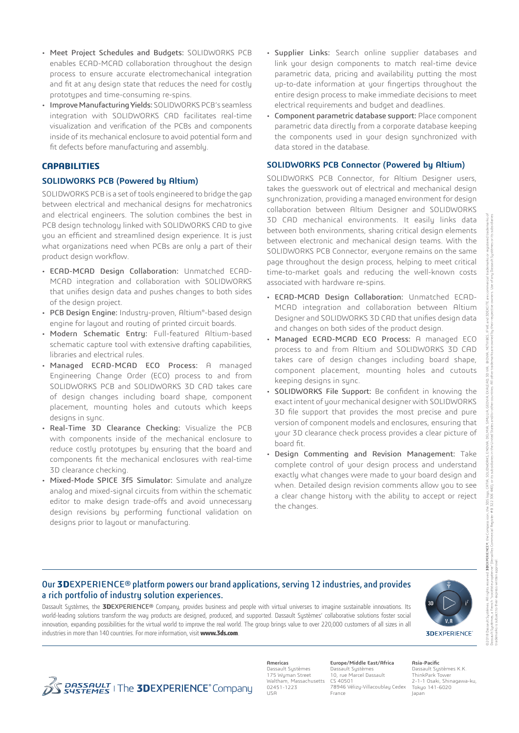- **Meet Project Schedules and Budgets:** SOLIDWORKS PCB enables ECAD-MCAD collaboration throughout the design process to ensure accurate electromechanical integration and fit at any design state that reduces the need for costly prototypes and time-consuming re-spins.
- **Improve Manufacturing Yields:** SOLIDWORKS PCB's seamless integration with SOLIDWORKS CAD facilitates real-time visualization and verification of the PCBs and components inside of its mechanical enclosure to avoid potential form and fit defects before manufacturing and assembly.

## CAPABILITIES

### SOLIDWORKS PCB (Powered by Altium)

SOLIDWORKS PCB is a set of tools engineered to bridge the gap between electrical and mechanical designs for mechatronics and electrical engineers. The solution combines the best in PCB design technology linked with SOLIDWORKS CAD to give you an efficient and streamlined design experience. It is just what organizations need when PCBs are only a part of their product design workflow.

- **ECAD-MCAD Design Collaboration:** Unmatched ECAD-MCAD integration and collaboration with SOLIDWORKS that unifies design data and pushes changes to both sides of the design project.
- **PCB Design Engine:** Industry-proven, Altium®-based design engine for layout and routing of printed circuit boards.
- **Modern Schematic Entry:** Full-featured Altium-based schematic capture tool with extensive drafting capabilities, libraries and electrical rules.
- **Managed ECAD-MCAD ECO Process:** A managed Engineering Change Order (ECO) process to and from SOLIDWORKS PCB and SOLIDWORKS 3D CAD takes care of design changes including board shape, component placement, mounting holes and cutouts which keeps designs in sync.
- **Real-Time 3D Clearance Checking:** Visualize the PCB with components inside of the mechanical enclosure to reduce costly prototypes by ensuring that the board and components fit the mechanical enclosures with real-time 3D clearance checking.
- **Mixed-Mode SPICE 3f5 Simulator:** Simulate and analyze analog and mixed-signal circuits from within the schematic editor to make design trade-offs and avoid unnecessary design revisions by performing functional validation on designs prior to layout or manufacturing.
- **Supplier Links:** Search online supplier databases and link your design components to match real-time device parametric data, pricing and availability putting the most up-to-date information at your fingertips throughout the entire design process to make immediate decisions to meet electrical requirements and budget and deadlines.
- **Component parametric database support:** Place component parametric data directly from a corporate database keeping the components used in your design synchronized with data stored in the database.

### SOLIDWORKS PCB Connector (Powered by Altium)

SOLIDWORKS PCB Connector, for Altium Designer users, takes the guesswork out of electrical and mechanical design synchronization, providing a managed environment for design collaboration between Altium Designer and SOLIDWORKS 3D CAD mechanical environments. It easily links data between both environments, sharing critical design elements between electronic and mechanical design teams. With the SOLIDWORKS PCB Connector, everyone remains on the same page throughout the design process, helping to meet critical time-to-market goals and reducing the well-known costs associated with hardware re-spins.

- **ECAD-MCAD Design Collaboration:** Unmatched ECAD-MCAD integration and collaboration between Altium Designer and SOLIDWORKS 3D CAD that unifies design data and changes on both sides of the product design.
- **Managed ECAD-MCAD ECO Process:** A managed ECO process to and from Altium and SOLIDWORKS 3D CAD takes care of design changes including board shape, component placement, mounting holes and cutouts keeping designs in sync.
- **SOLIDWORKS File Support:** Be confident in knowing the exact intent of your mechanical designer with SOLIDWORKS 3D file support that provides the most precise and pure version of component models and enclosures, ensuring that your 3D clearance check process provides a clear picture of board fit.
- **Design Commenting and Revision Management:** Take complete control of your design process and understand exactly what changes were made to your board design and when. Detailed design revision comments allow you to see a clear change history with the ability to accept or reject the changes.

**Our 3DEXPERIENCE® platform powers our brand applications, serving 12 industries, and provides a rich portfolio of industry solution experiences.**

Dassault Systèmes, the **3D**EXPERIENCE® Company, provides business and people with virtual universes to imagine sustainable innovations. Its world-leading solutions transform the way products are designed, produced, and supported. Dassault Systèmes' collaborative solutions foster social innovation, expanding possibilities for the virtual world to improve the real world. The group brings value to over 220,000 customers of all sizes in all industries in more than 140 countries. For more information, visit **www.3ds.com**.

DASSAULT SYSTEMES | The **3D**EXPERIENCE® Company

**Americas**
Dassault Systèmes
175 Wyman Street
Waltham, Massachusetts
02451-1223
USA

**Europe/Middle East/Africa**
Dassault Systèmes
10, rue Marcel Dassault
CS 40501
78946 Vélizy-Villacoublay Cedex
France

**Asia-Pacific**
Dassault Systèmes K.K.
ThinkPark Tower
2-1-1 Osaki, Shinagawa-ku,
Tokyo 141-6020
Japan